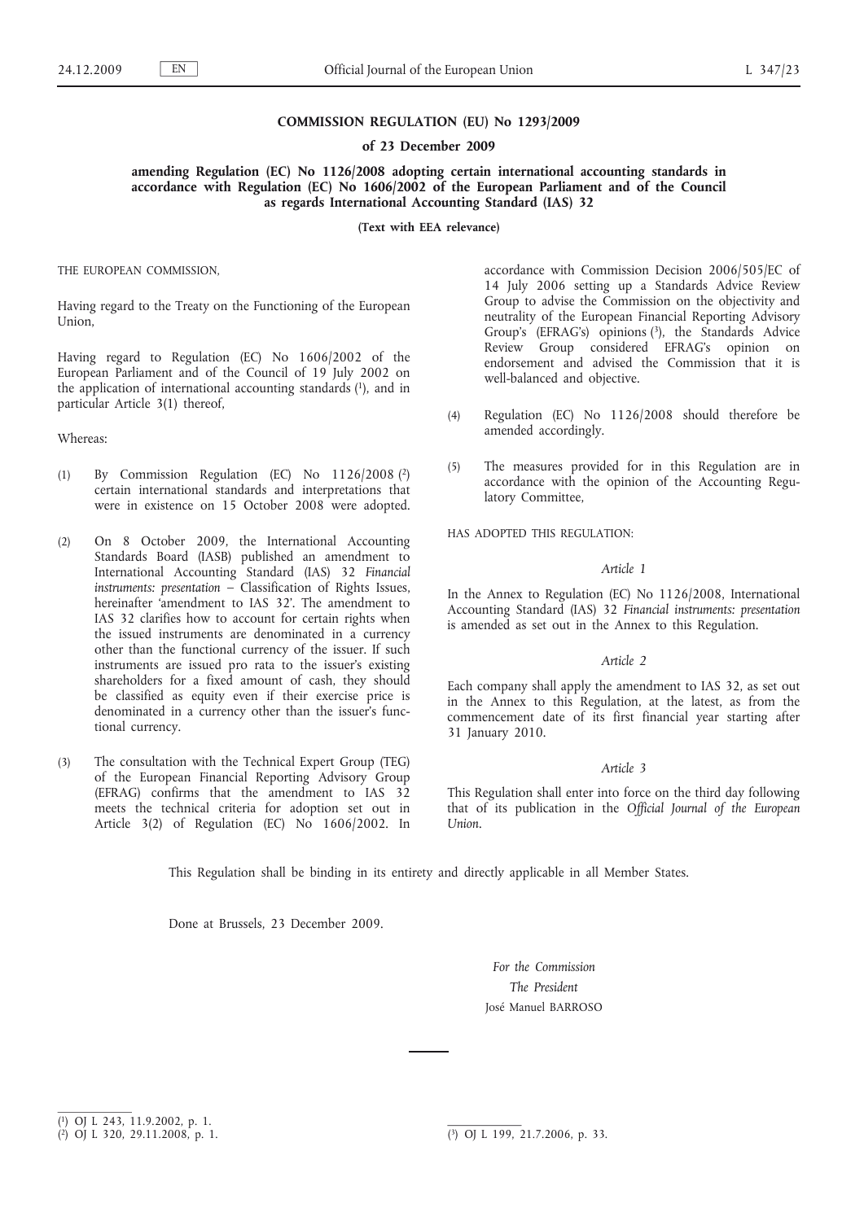**COMMISSION REGULATION (EU) No 1293/2009**

**of 23 December 2009**

**amending Regulation (EC) No 1126/2008 adopting certain international accounting standards in accordance with Regulation (EC) No 1606/2002 of the European Parliament and of the Council as regards International Accounting Standard (IAS) 32**

**(Text with EEA relevance)**

THE EUROPEAN COMMISSION,

Having regard to the Treaty on the Functioning of the European Union,

Having regard to Regulation (EC) No 1606/2002 of the European Parliament and of the Council of 19 July 2002 on the application of international accounting standards [1], and in particular Article 3(1) thereof,

Whereas:

(1) By Commission Regulation (EC) No 1126/2008 [2] certain international standards and interpretations that were in existence on 15 October 2008 were adopted.

(2) On 8 October 2009, the International Accounting Standards Board (IASB) published an amendment to International Accounting Standard (IAS) 32 *Financial instruments: presentation* – Classification of Rights Issues, hereinafter 'amendment to IAS 32'. The amendment to IAS 32 clarifies how to account for certain rights when the issued instruments are denominated in a currency other than the functional currency of the issuer. If such instruments are issued pro rata to the issuer's existing shareholders for a fixed amount of cash, they should be classified as equity even if their exercise price is denominated in a currency other than the issuer's functional currency.

(3) The consultation with the Technical Expert Group (TEG) of the European Financial Reporting Advisory Group (EFRAG) confirms that the amendment to IAS 32 meets the technical criteria for adoption set out in Article 3(2) of Regulation (EC) No 1606/2002. In accordance with Commission Decision 2006/505/EC of 14 July 2006 setting up a Standards Advice Review Group to advise the Commission on the objectivity and neutrality of the European Financial Reporting Advisory Group's (EFRAG's) opinions [3], the Standards Advice Review Group considered EFRAG's opinion on endorsement and advised the Commission that it is well-balanced and objective.

(4) Regulation (EC) No 1126/2008 should therefore be amended accordingly.

(5) The measures provided for in this Regulation are in accordance with the opinion of the Accounting Regulatory Committee,

HAS ADOPTED THIS REGULATION:

*Article 1*

In the Annex to Regulation (EC) No 1126/2008, International Accounting Standard (IAS) 32 *Financial instruments: presentation* is amended as set out in the Annex to this Regulation.

*Article 2*

Each company shall apply the amendment to IAS 32, as set out in the Annex to this Regulation, at the latest, as from the commencement date of its first financial year starting after 31 January 2010.

*Article 3*

This Regulation shall enter into force on the third day following that of its publication in the *Official Journal of the European Union*.

This Regulation shall be binding in its entirety and directly applicable in all Member States.

Done at Brussels, 23 December 2009.

*For the Commission*

*The President*

José Manuel BARROSO

---

[1] OJ L 243, 11.9.2002, p. 1.

[2] OJ L 320, 29.11.2008, p. 1.

[3] OJ L 199, 21.7.2006, p. 33.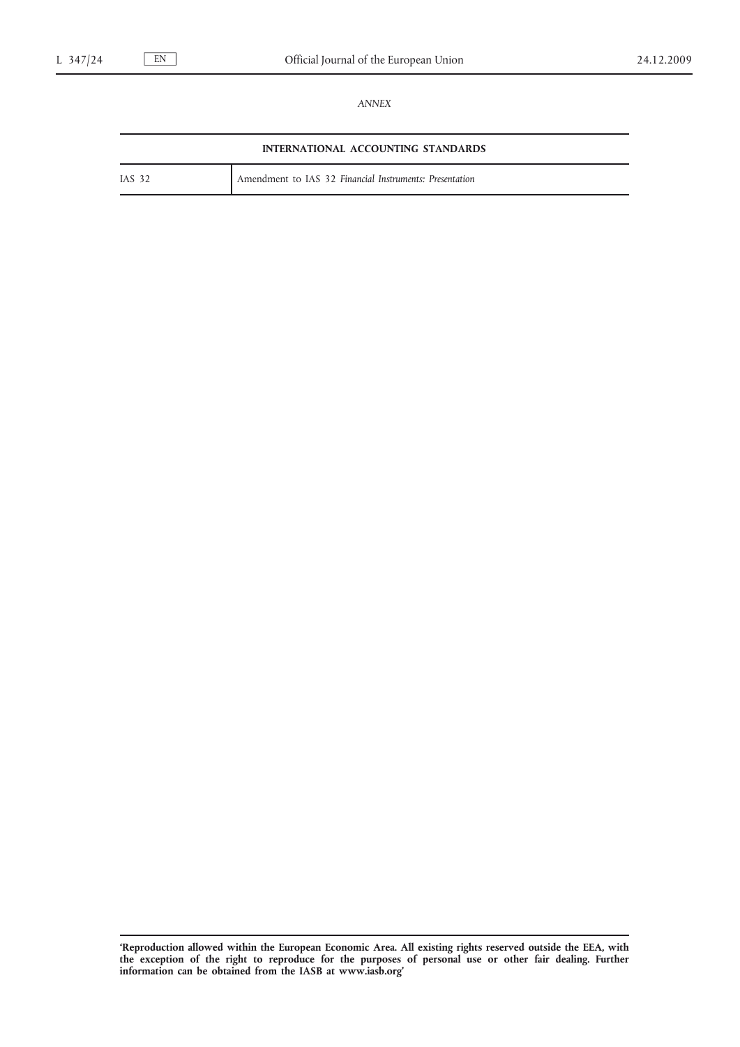*ANNEX*

| INTERNATIONAL ACCOUNTING STANDARDS | |
|---|---|
| IAS 32 | Amendment to IAS 32 *Financial Instruments: Presentation* |

**'Reproduction allowed within the European Economic Area. All existing rights reserved outside the EEA, with the exception of the right to reproduce for the purposes of personal use or other fair dealing. Further information can be obtained from the IASB at www.iasb.org'**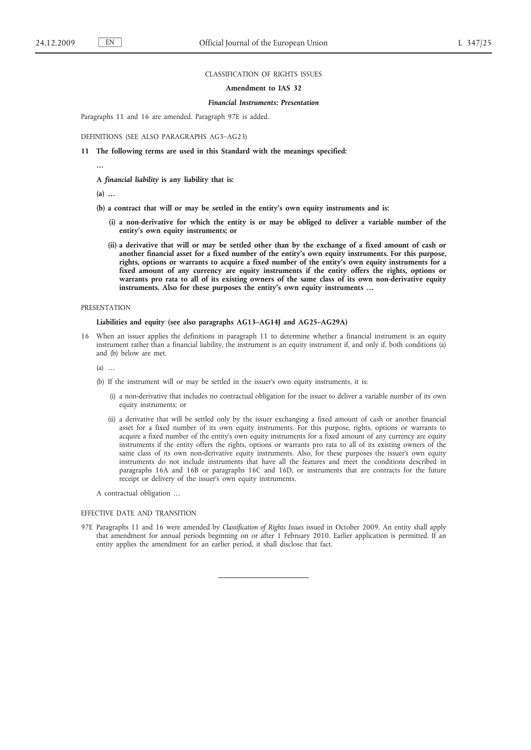CLASSIFICATION OF RIGHTS ISSUES

**Amendment to IAS 32**

***Financial Instruments: Presentation***

Paragraphs 11 and 16 are amended. Paragraph 97E is added.

DEFINITIONS (SEE ALSO PARAGRAPHS AG3–AG23)

**11 The following terms are used in this Standard with the meanings specified:**

…

**A *financial liability* is any liability that is:**

**(a) …**

**(b) a contract that will or may be settled in the entity's own equity instruments and is:**

**(i) a non-derivative for which the entity is or may be obliged to deliver a variable number of the entity's own equity instruments; or**

**(ii) a derivative that will or may be settled other than by the exchange of a fixed amount of cash or another financial asset for a fixed number of the entity's own equity instruments. For this purpose, rights, options or warrants to acquire a fixed number of the entity's own equity instruments for a fixed amount of any currency are equity instruments if the entity offers the rights, options or warrants pro rata to all of its existing owners of the same class of its own non-derivative equity instruments. Also for these purposes the entity's own equity instruments …**

PRESENTATION

**Liabilities and equity (see also paragraphs AG13–AG14J and AG25–AG29A)**

16 When an issuer applies the definitions in paragraph 11 to determine whether a financial instrument is an equity instrument rather than a financial liability, the instrument is an equity instrument if, and only if, both conditions (a) and (b) below are met.

(a) …

(b) If the instrument will or may be settled in the issuer's own equity instruments, it is:

(i) a non-derivative that includes no contractual obligation for the issuer to deliver a variable number of its own equity instruments; or

(ii) a derivative that will be settled only by the issuer exchanging a fixed amount of cash or another financial asset for a fixed number of its own equity instruments. For this purpose, rights, options or warrants to acquire a fixed number of the entity's own equity instruments for a fixed amount of any currency are equity instruments if the entity offers the rights, options or warrants pro rata to all of its existing owners of the same class of its own non-derivative equity instruments. Also, for these purposes the issuer's own equity instruments do not include instruments that have all the features and meet the conditions described in paragraphs 16A and 16B or paragraphs 16C and 16D, or instruments that are contracts for the future receipt or delivery of the issuer's own equity instruments.

A contractual obligation …

EFFECTIVE DATE AND TRANSITION

97E Paragraphs 11 and 16 were amended by *Classification of Rights Issues* issued in October 2009. An entity shall apply that amendment for annual periods beginning on or after 1 February 2010. Earlier application is permitted. If an entity applies the amendment for an earlier period, it shall disclose that fact.